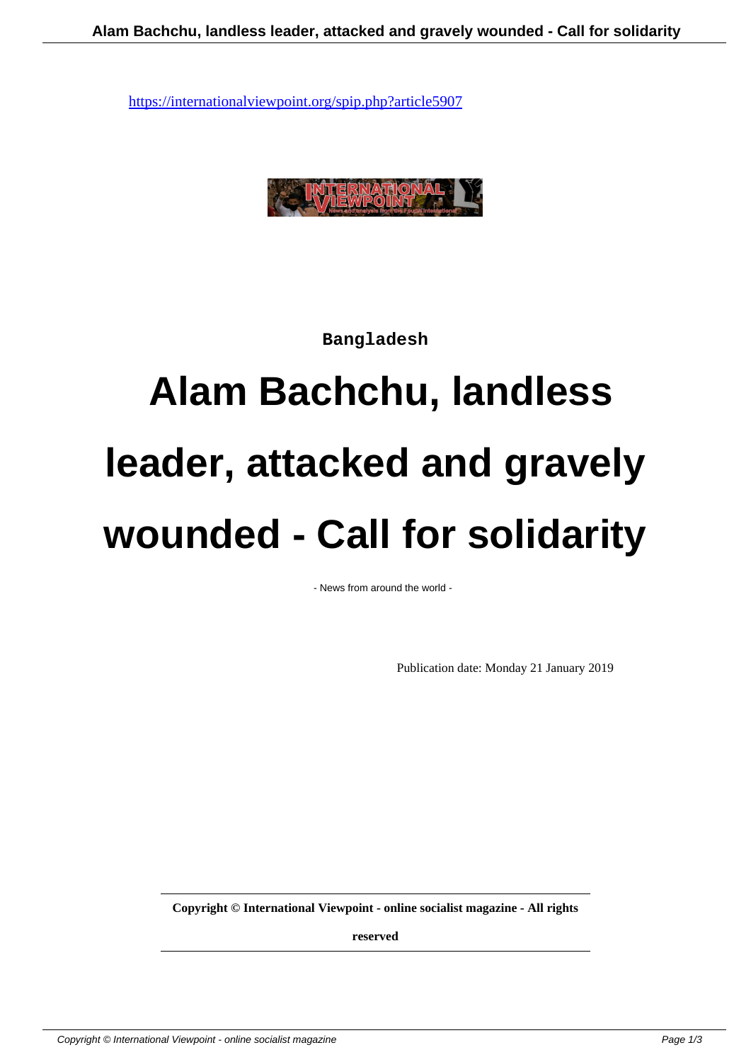https://internationalviewpoint.org/spip.php?article5907

Bangladesh

# Alam Bachchu, landless leader, attacked and gravely wounded - Call for solidarity

- News from around the world -

Publication date: Monday 21 January 2019

**Copyright © International Viewpoint - online socialist magazine - All rights reserved**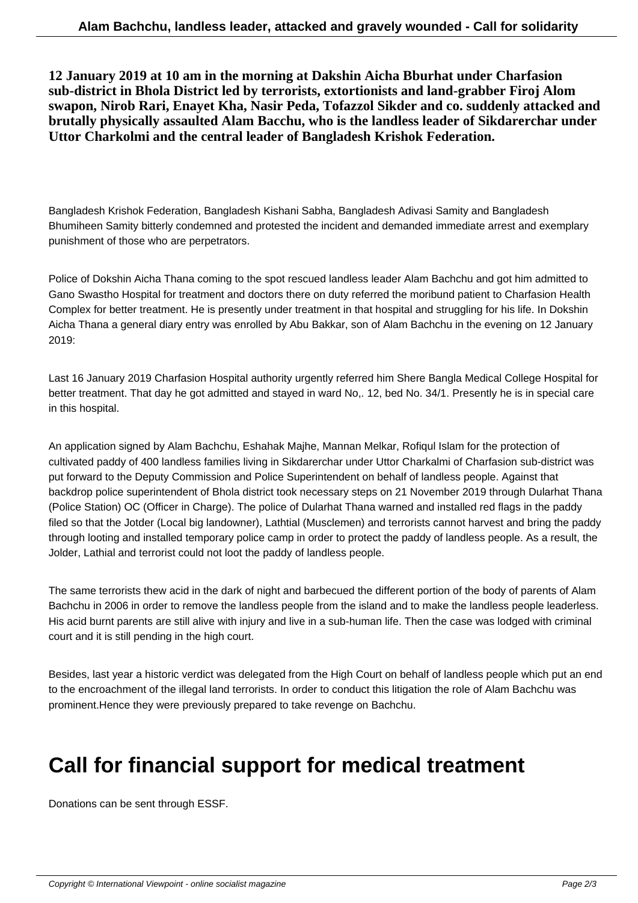**12 January 2019 at 10 am in the morning at Dakshin Aicha Bburhat under Charfasion sub-district in Bhola District led by terrorists, extortionists and land-grabber Firoj Alom swapon, Nirob Rari, Enayet Kha, Nasir Peda, Tofazzol Sikder and co. suddenly attacked and brutally physically assaulted Alam Bacchu, who is the landless leader of Sikdarerchar under Uttor Charkolmi and the central leader of Bangladesh Krishok Federation.**

Bangladesh Krishok Federation, Bangladesh Kishani Sabha, Bangladesh Adivasi Samity and Bangladesh Bhumiheen Samity bitterly condemned and protested the incident and demanded immediate arrest and exemplary punishment of those who are perpetrators.

Police of Dokshin Aicha Thana coming to the spot rescued landless leader Alam Bachchu and got him admitted to Gano Swastho Hospital for treatment and doctors there on duty referred the moribund patient to Charfasion Health Complex for better treatment. He is presently under treatment in that hospital and struggling for his life. In Dokshin Aicha Thana a general diary entry was enrolled by Abu Bakkar, son of Alam Bachchu in the evening on 12 January 2019:

Last 16 January 2019 Charfasion Hospital authority urgently referred him Shere Bangla Medical College Hospital for better treatment. That day he got admitted and stayed in ward No,. 12, bed No. 34/1. Presently he is in special care in this hospital.

An application signed by Alam Bachchu, Eshahak Majhe, Mannan Melkar, Rofiqul Islam for the protection of cultivated paddy of 400 landless families living in Sikdarerchar under Uttor Charkalmi of Charfasion sub-district was put forward to the Deputy Commission and Police Superintendent on behalf of landless people. Against that backdrop police superintendent of Bhola district took necessary steps on 21 November 2019 through Dularhat Thana (Police Station) OC (Officer in Charge). The police of Dularhat Thana warned and installed red flags in the paddy filed so that the Jotder (Local big landowner), Lathtial (Musclemen) and terrorists cannot harvest and bring the paddy through looting and installed temporary police camp in order to protect the paddy of landless people. As a result, the Jolder, Lathial and terrorist could not loot the paddy of landless people.

The same terrorists thew acid in the dark of night and barbecued the different portion of the body of parents of Alam Bachchu in 2006 in order to remove the landless people from the island and to make the landless people leaderless. His acid burnt parents are still alive with injury and live in a sub-human life. Then the case was lodged with criminal court and it is still pending in the high court.

Besides, last year a historic verdict was delegated from the High Court on behalf of landless people which put an end to the encroachment of the illegal land terrorists. In order to conduct this litigation the role of Alam Bachchu was prominent.Hence they were previously prepared to take revenge on Bachchu.

# Call for financial support for medical treatment

Donations can be sent through ESSF.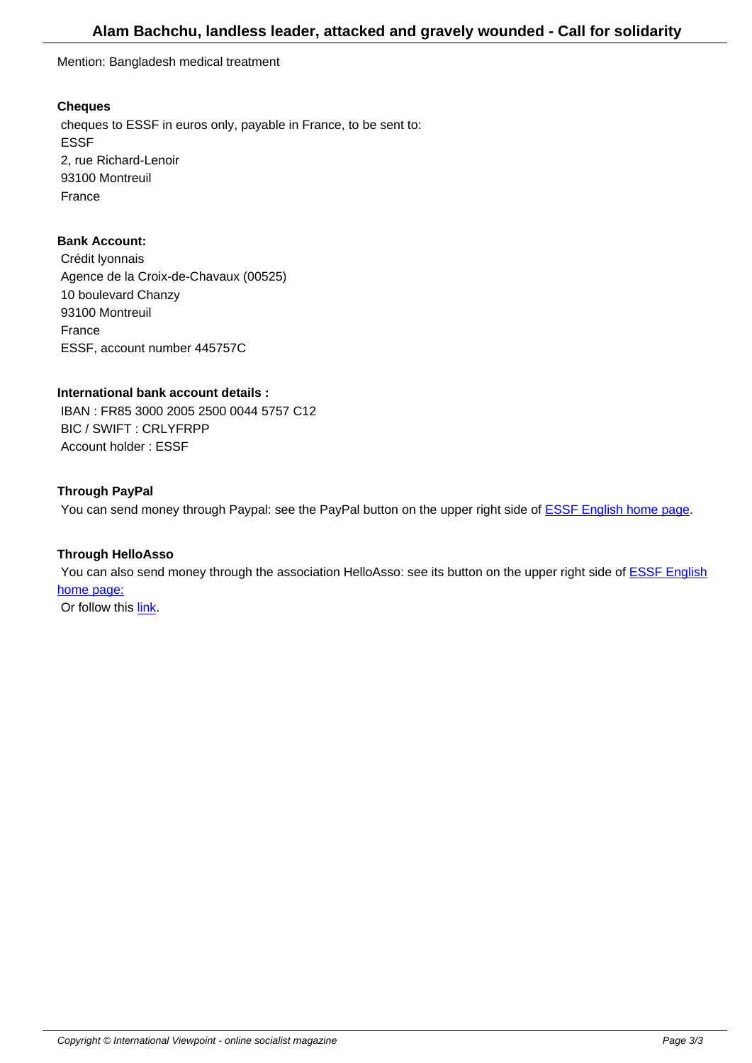Mention: Bangladesh medical treatment

**Cheques**

cheques to ESSF in euros only, payable in France, to be sent to:
ESSF
2, rue Richard-Lenoir
93100 Montreuil
France

**Bank Account:**

Crédit lyonnais
Agence de la Croix-de-Chavaux (00525)
10 boulevard Chanzy
93100 Montreuil
France
ESSF, account number 445757C

**International bank account details :**

IBAN : FR85 3000 2005 2500 0044 5757 C12
BIC / SWIFT : CRLYFRPP
Account holder : ESSF

**Through PayPal**

You can send money through Paypal: see the PayPal button on the upper right side of ESSF English home page.

**Through HelloAsso**

You can also send money through the association HelloAsso: see its button on the upper right side of ESSF English home page:
Or follow this link.